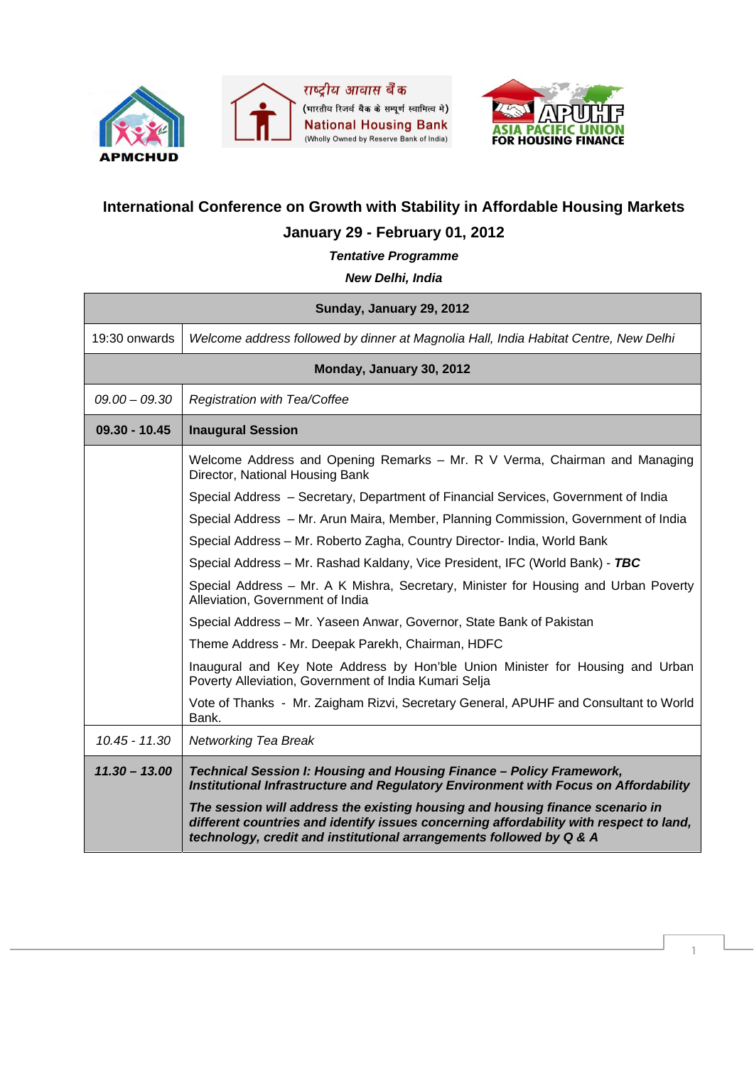APMCHUD

राष्ट्रीय आवास बैंक
(भारतीय रिज़र्व बैंक के सम्पूर्ण स्वामित्व में)
National Housing Bank
(Wholly Owned by Reserve Bank of India)

APUHF
ASIA PACIFIC UNION FOR HOUSING FINANCE

## International Conference on Growth with Stability in Affordable Housing Markets

### January 29 - February 01, 2012

***Tentative Programme***

***New Delhi, India***

| **Sunday, January 29, 2012** | |
|---|---|
| 19:30 onwards | *Welcome address followed by dinner at Magnolia Hall, India Habitat Centre, New Delhi* |
| **Monday, January 30, 2012** | |
| *09.00 – 09.30* | *Registration with Tea/Coffee* |
| **09.30 - 10.45** | **Inaugural Session** |
| | Welcome Address and Opening Remarks – Mr. R V Verma, Chairman and Managing Director, National Housing Bank<br>Special Address – Secretary, Department of Financial Services, Government of India<br>Special Address – Mr. Arun Maira, Member, Planning Commission, Government of India<br>Special Address – Mr. Roberto Zagha, Country Director- India, World Bank<br>Special Address – Mr. Rashad Kaldany, Vice President, IFC (World Bank) - ***TBC***<br>Special Address – Mr. A K Mishra, Secretary, Minister for Housing and Urban Poverty Alleviation, Government of India<br>Special Address – Mr. Yaseen Anwar, Governor, State Bank of Pakistan<br>Theme Address - Mr. Deepak Parekh, Chairman, HDFC<br>Inaugural and Key Note Address by Hon'ble Union Minister for Housing and Urban Poverty Alleviation, Government of India Kumari Selja<br>Vote of Thanks - Mr. Zaigham Rizvi, Secretary General, APUHF and Consultant to World Bank. |
| *10.45 - 11.30* | *Networking Tea Break* |
| ***11.30 – 13.00*** | ***Technical Session I: Housing and Housing Finance – Policy Framework, Institutional Infrastructure and Regulatory Environment with Focus on Affordability***<br>***The session will address the existing housing and housing finance scenario in different countries and identify issues concerning affordability with respect to land, technology, credit and institutional arrangements followed by Q & A*** |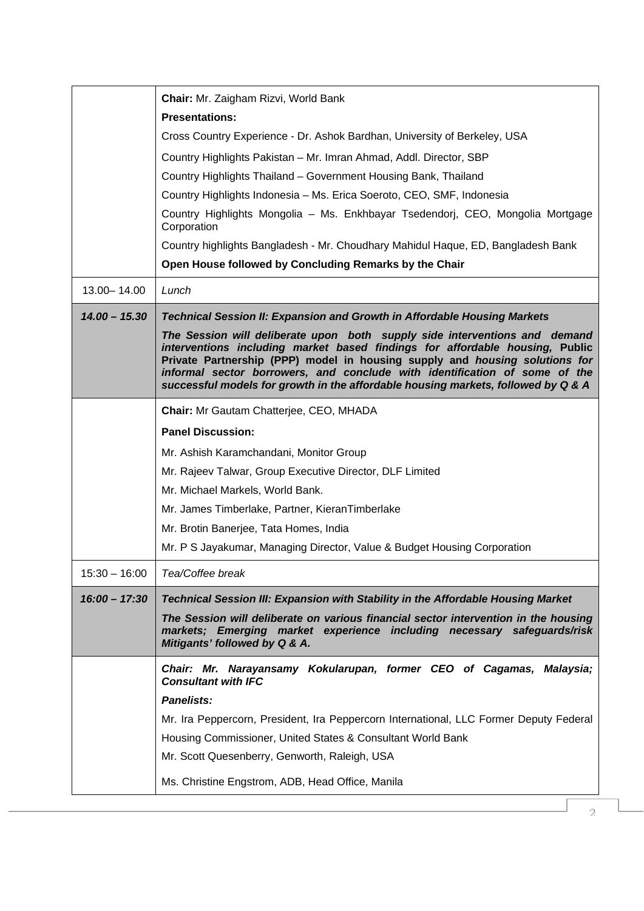| | |
|---|---|
| | **Chair:** Mr. Zaigham Rizvi, World Bank<br>**Presentations:**<br>Cross Country Experience - Dr. Ashok Bardhan, University of Berkeley, USA<br>Country Highlights Pakistan – Mr. Imran Ahmad, Addl. Director, SBP<br>Country Highlights Thailand – Government Housing Bank, Thailand<br>Country Highlights Indonesia – Ms. Erica Soeroto, CEO, SMF, Indonesia<br>Country Highlights Mongolia – Ms. Enkhbayar Tsedendorj, CEO, Mongolia Mortgage Corporation<br>Country highlights Bangladesh - Mr. Choudhary Mahidul Haque, ED, Bangladesh Bank<br>**Open House followed by Concluding Remarks by the Chair** |
| 13.00– 14.00 | *Lunch* |
| ***14.00 – 15.30*** | ***Technical Session II: Expansion and Growth in Affordable Housing Markets***<br>***The Session will deliberate upon both supply side interventions and demand interventions including market based findings for affordable housing,* Public Private Partnership (PPP) model in housing supply and *housing solutions for informal sector borrowers, and conclude with identification of some of the successful models for growth in the affordable housing markets, followed by Q & A*** |
| | **Chair:** Mr Gautam Chatterjee, CEO, MHADA<br>**Panel Discussion:**<br>Mr. Ashish Karamchandani, Monitor Group<br>Mr. Rajeev Talwar, Group Executive Director, DLF Limited<br>Mr. Michael Markels, World Bank.<br>Mr. James Timberlake, Partner, KieranTimberlake<br>Mr. Brotin Banerjee, Tata Homes, India<br>Mr. P S Jayakumar, Managing Director, Value & Budget Housing Corporation |
| 15:30 – 16:00 | *Tea/Coffee break* |
| ***16:00 – 17:30*** | ***Technical Session III: Expansion with Stability in the Affordable Housing Market***<br>***The Session will deliberate on various financial sector intervention in the housing markets; Emerging market experience including necessary safeguards/risk Mitigants' followed by Q & A.*** |
| | ***Chair: Mr. Narayansamy Kokularupan, former CEO of Cagamas, Malaysia; Consultant with IFC***<br>***Panelists:***<br>Mr. Ira Peppercorn, President, Ira Peppercorn International, LLC Former Deputy Federal Housing Commissioner, United States & Consultant World Bank<br>Mr. Scott Quesenberry, Genworth, Raleigh, USA<br>Ms. Christine Engstrom, ADB, Head Office, Manila |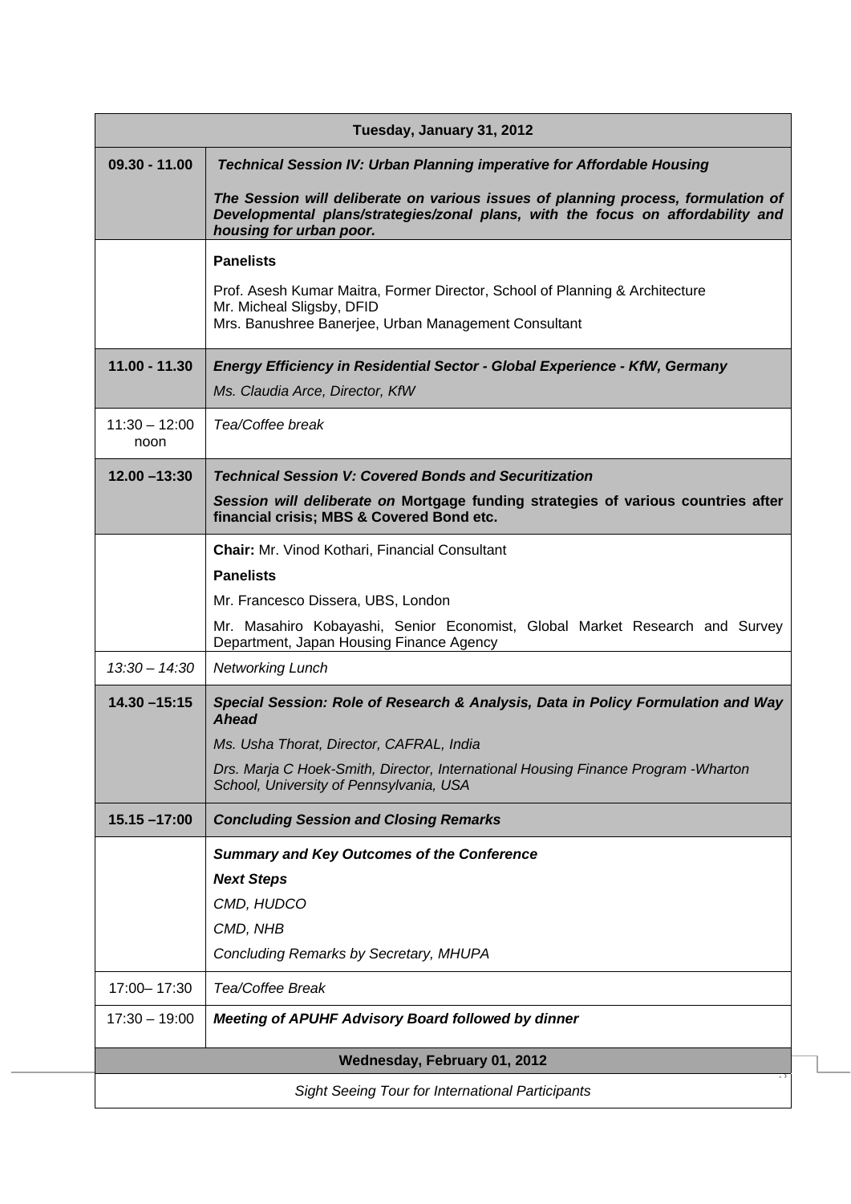| Tuesday, January 31, 2012 | |
|---|---|
| **09.30 - 11.00** | ***Technical Session IV: Urban Planning imperative for Affordable Housing***<br><br>***The Session will deliberate on various issues of planning process, formulation of Developmental plans/strategies/zonal plans, with the focus on affordability and housing for urban poor.*** |
| | **Panelists**<br><br>Prof. Asesh Kumar Maitra, Former Director, School of Planning & Architecture<br>Mr. Micheal Sligsby, DFID<br>Mrs. Banushree Banerjee, Urban Management Consultant |
| **11.00 - 11.30** | ***Energy Efficiency in Residential Sector - Global Experience - KfW, Germany***<br><br>*Ms. Claudia Arce, Director, KfW* |
| 11:30 – 12:00 noon | *Tea/Coffee break* |
| **12.00 –13:30** | ***Technical Session V: Covered Bonds and Securitization***<br><br>***Session will deliberate on* Mortgage funding strategies of various countries after financial crisis; MBS & Covered Bond etc.** |
| | **Chair:** Mr. Vinod Kothari, Financial Consultant<br><br>**Panelists**<br><br>Mr. Francesco Dissera, UBS, London<br><br>Mr. Masahiro Kobayashi, Senior Economist, Global Market Research and Survey Department, Japan Housing Finance Agency |
| *13:30 – 14:30* | *Networking Lunch* |
| **14.30 –15:15** | ***Special Session: Role of Research & Analysis, Data in Policy Formulation and Way Ahead***<br><br>*Ms. Usha Thorat, Director, CAFRAL, India*<br><br>*Drs. Marja C Hoek-Smith, Director, International Housing Finance Program -Wharton School, University of Pennsylvania, USA* |
| **15.15 –17:00** | ***Concluding Session and Closing Remarks*** |
| | ***Summary and Key Outcomes of the Conference***<br><br>***Next Steps***<br><br>*CMD, HUDCO*<br><br>*CMD, NHB*<br><br>*Concluding Remarks by Secretary, MHUPA* |
| 17:00– 17:30 | *Tea/Coffee Break* |
| 17:30 – 19:00 | ***Meeting of APUHF Advisory Board followed by dinner*** |
| **Wednesday, February 01, 2012** | |
| *Sight Seeing Tour for International Participants* | |